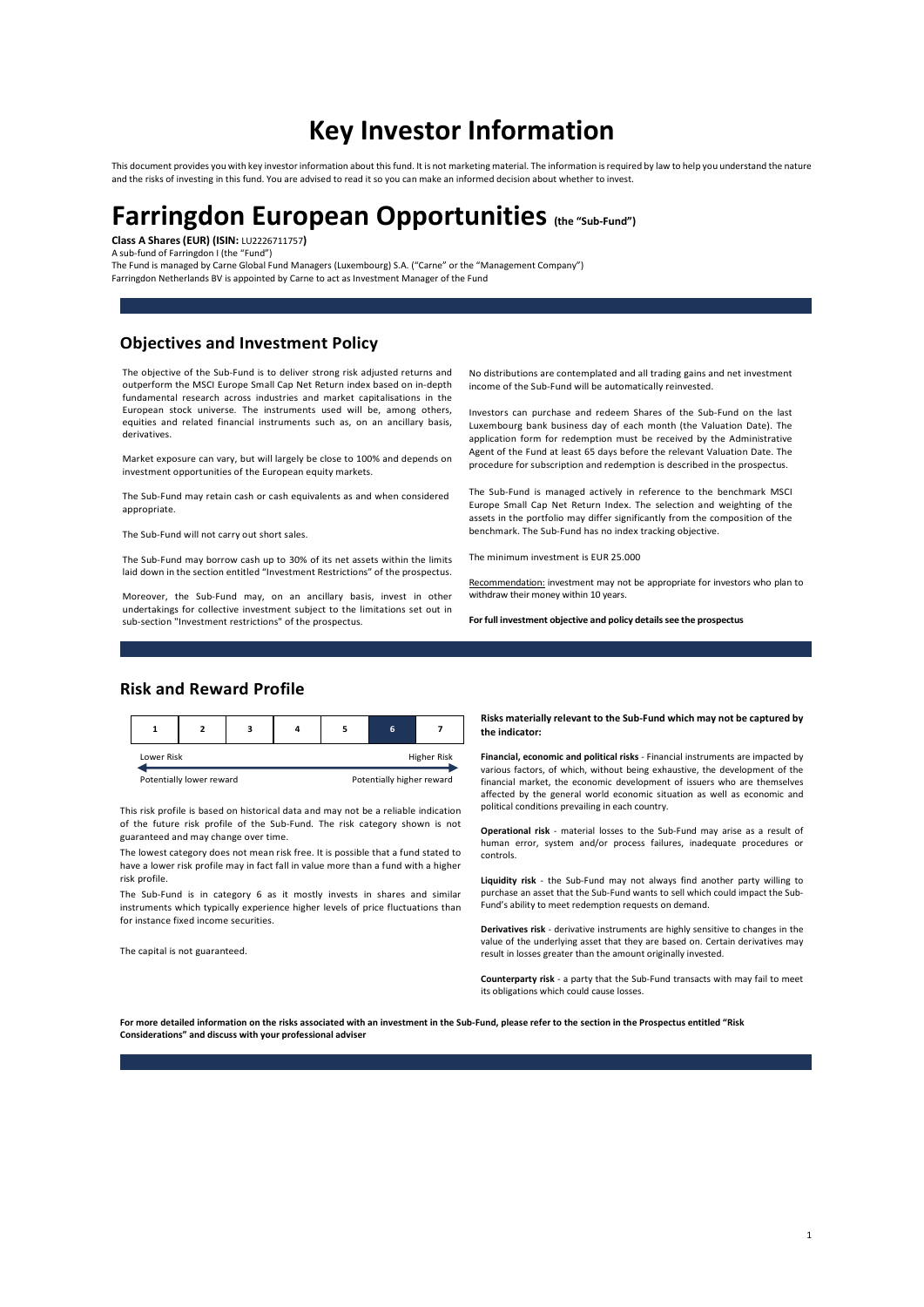# Key Investor Information

This document provides you with key investor information about this fund. It is not marketing material. The information is required by law to help you understand the nature and the risks of investing in this fund. You are advised to read it so you can make an informed decision about whether to invest.

# Farringdon European Opportunities (the "Sub-Fund")

**Class A Shares (EUR) (ISIN:** LU2226711757**)**

A sub-fund of Farringdon I (the "Fund")

The Fund is managed by Carne Global Fund Managers (Luxembourg) S.A. ("Carne" or the "Management Company")

Farringdon Netherlands BV is appointed by Carne to act as Investment Manager of the Fund

## Objectives and Investment Policy

The objective of the Sub-Fund is to deliver strong risk adjusted returns and outperform the MSCI Europe Small Cap Net Return index based on in-depth fundamental research across industries and market capitalisations in the European stock universe. The instruments used will be, among others, equities and related financial instruments such as, on an ancillary basis, derivatives.

Market exposure can vary, but will largely be close to 100% and depends on investment opportunities of the European equity markets.

The Sub-Fund may retain cash or cash equivalents as and when considered appropriate.

The Sub-Fund will not carry out short sales.

The Sub-Fund may borrow cash up to 30% of its net assets within the limits laid down in the section entitled "Investment Restrictions" of the prospectus.

Moreover, the Sub-Fund may, on an ancillary basis, invest in other undertakings for collective investment subject to the limitations set out in sub-section "Investment restrictions" of the prospectus.

No distributions are contemplated and all trading gains and net investment income of the Sub-Fund will be automatically reinvested.

Investors can purchase and redeem Shares of the Sub-Fund on the last Luxembourg bank business day of each month (the Valuation Date). The application form for redemption must be received by the Administrative Agent of the Fund at least 65 days before the relevant Valuation Date. The procedure for subscription and redemption is described in the prospectus.

The Sub-Fund is managed actively in reference to the benchmark MSCI Europe Small Cap Net Return Index. The selection and weighting of the assets in the portfolio may differ significantly from the composition of the benchmark. The Sub-Fund has no index tracking objective.

The minimum investment is EUR 25.000

Recommendation: investment may not be appropriate for investors who plan to withdraw their money within 10 years.

**For full investment objective and policy details see the prospectus**

## Risk and Reward Profile

| 1 | 2 | 3 | 4 | 5 | **6** | 7 |
|---|---|---|---|---|---|---|

Lower Risk — Higher Risk

Potentially lower reward — Potentially higher reward

This risk profile is based on historical data and may not be a reliable indication of the future risk profile of the Sub-Fund. The risk category shown is not guaranteed and may change over time.

The lowest category does not mean risk free. It is possible that a fund stated to have a lower risk profile may in fact fall in value more than a fund with a higher risk profile.

The Sub-Fund is in category 6 as it mostly invests in shares and similar instruments which typically experience higher levels of price fluctuations than for instance fixed income securities.

The capital is not guaranteed.

**Risks materially relevant to the Sub-Fund which may not be captured by the indicator:**

**Financial, economic and political risks** - Financial instruments are impacted by various factors, of which, without being exhaustive, the development of the financial market, the economic development of issuers who are themselves affected by the general world economic situation as well as economic and political conditions prevailing in each country.

**Operational risk** - material losses to the Sub-Fund may arise as a result of human error, system and/or process failures, inadequate procedures or controls.

**Liquidity risk** - the Sub-Fund may not always find another party willing to purchase an asset that the Sub-Fund wants to sell which could impact the Sub-Fund's ability to meet redemption requests on demand.

**Derivatives risk** - derivative instruments are highly sensitive to changes in the value of the underlying asset that they are based on. Certain derivatives may result in losses greater than the amount originally invested.

**Counterparty risk** - a party that the Sub-Fund transacts with may fail to meet its obligations which could cause losses.

**For more detailed information on the risks associated with an investment in the Sub-Fund, please refer to the section in the Prospectus entitled "Risk Considerations" and discuss with your professional adviser**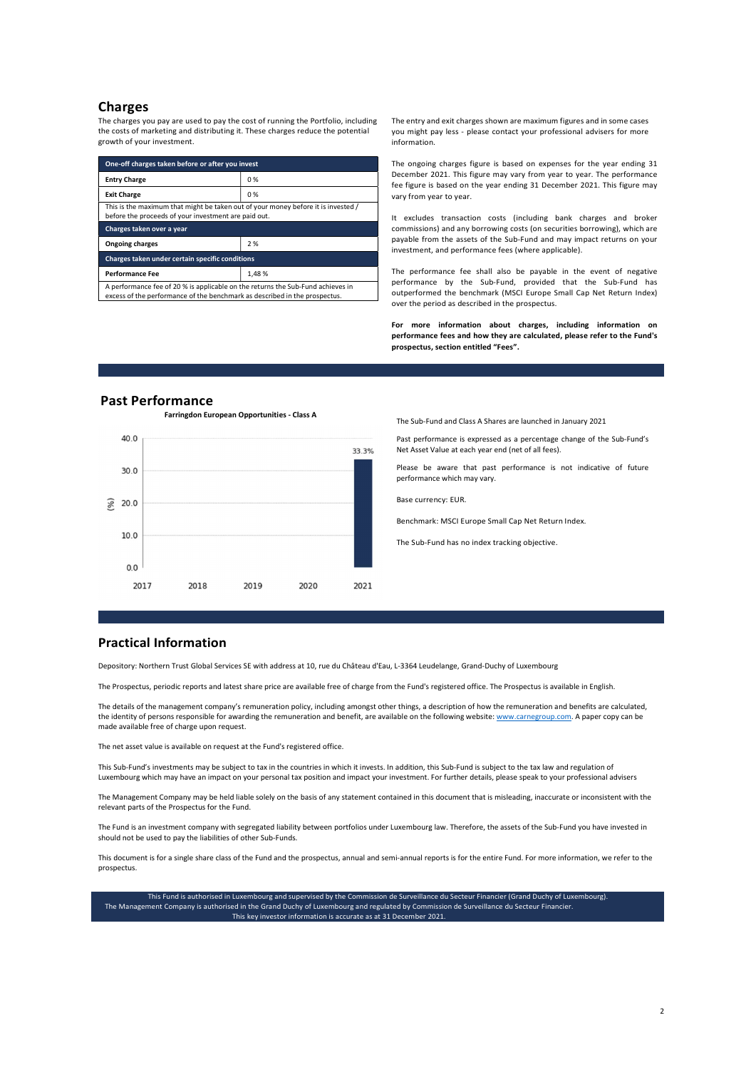## Charges

The charges you pay are used to pay the cost of running the Portfolio, including the costs of marketing and distributing it. These charges reduce the potential growth of your investment.

| One-off charges taken before or after you invest | |
|---|---|
| **Entry Charge** | 0 % |
| **Exit Charge** | 0 % |
| This is the maximum that might be taken out of your money before it is invested / before the proceeds of your investment are paid out. | |
| **Charges taken over a year** | |
| **Ongoing charges** | 2 % |
| **Charges taken under certain specific conditions** | |
| **Performance Fee** | 1,48 % |
| A performance fee of 20 % is applicable on the returns the Sub-Fund achieves in excess of the performance of the benchmark as described in the prospectus. | |

The entry and exit charges shown are maximum figures and in some cases you might pay less - please contact your professional advisers for more information.

The ongoing charges figure is based on expenses for the year ending 31 December 2021. This figure may vary from year to year. The performance fee figure is based on the year ending 31 December 2021. This figure may vary from year to year.

It excludes transaction costs (including bank charges and broker commissions) and any borrowing costs (on securities borrowing), which are payable from the assets of the Sub-Fund and may impact returns on your investment, and performance fees (where applicable).

The performance fee shall also be payable in the event of negative performance by the Sub-Fund, provided that the Sub-Fund has outperformed the benchmark (MSCI Europe Small Cap Net Return Index) over the period as described in the prospectus.

**For more information about charges, including information on performance fees and how they are calculated, please refer to the Fund's prospectus, section entitled "Fees".**

## Past Performance

**Farringdon European Opportunities - Class A**

(%)
40.0
30.0
20.0
10.0
0.0
2017 2018 2019 2020 2021
33.3%

The Sub-Fund and Class A Shares are launched in January 2021

Past performance is expressed as a percentage change of the Sub-Fund's Net Asset Value at each year end (net of all fees).

Please be aware that past performance is not indicative of future performance which may vary.

Base currency: EUR.

Benchmark: MSCI Europe Small Cap Net Return Index.

The Sub-Fund has no index tracking objective.

## Practical Information

Depositary: Northern Trust Global Services SE with address at 10, rue du Château d'Eau, L-3364 Leudelange, Grand-Duchy of Luxembourg

The Prospectus, periodic reports and latest share price are available free of charge from the Fund's registered office. The Prospectus is available in English.

The details of the management company's remuneration policy, including amongst other things, a description of how the remuneration and benefits are calculated, the identity of persons responsible for awarding the remuneration and benefit, are available on the following website: www.carnegroup.com. A paper copy can be made available free of charge upon request.

The net asset value is available on request at the Fund's registered office.

This Sub-Fund's investments may be subject to tax in the countries in which it invests. In addition, this Sub-Fund is subject to the tax law and regulation of Luxembourg which may have an impact on your personal tax position and impact your investment. For further details, please speak to your professional advisers

The Management Company may be held liable solely on the basis of any statement contained in this document that is misleading, inaccurate or inconsistent with the relevant parts of the Prospectus for the Fund.

The Fund is an investment company with segregated liability between portfolios under Luxembourg law. Therefore, the assets of the Sub-Fund you have invested in should not be used to pay the liabilities of other Sub-Funds.

This document is for a single share class of the Fund and the prospectus, annual and semi-annual reports is for the entire Fund. For more information, we refer to the prospectus.

This Fund is authorised in Luxembourg and supervised by the Commission de Surveillance du Secteur Financier (Grand Duchy of Luxembourg).
The Management Company is authorised in the Grand Duchy of Luxembourg and regulated by Commission de Surveillance du Secteur Financier.
This key investor information is accurate as at 31 December 2021.